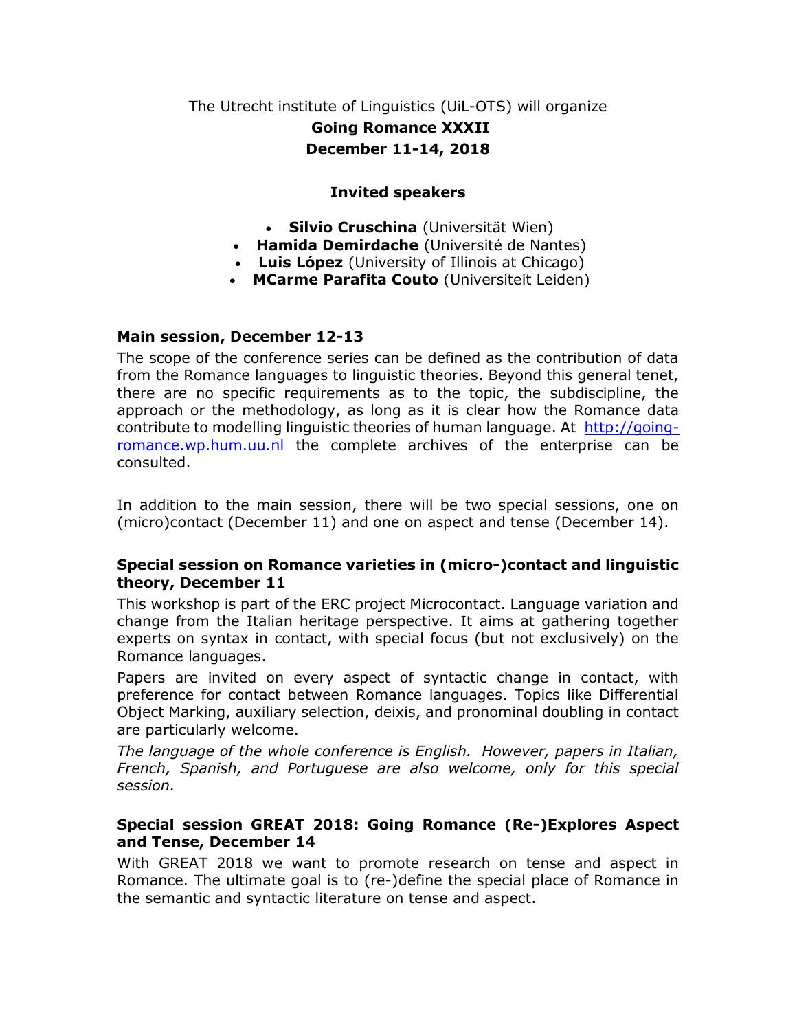The Utrecht institute of Linguistics (UiL-OTS) will organize

**Going Romance XXXII**

**December 11-14, 2018**

**Invited speakers**

- **Silvio Cruschina** (Universität Wien)
- **Hamida Demirdache** (Université de Nantes)
- **Luis López** (University of Illinois at Chicago)
- **MCarme Parafita Couto** (Universiteit Leiden)

### Main session, December 12-13

The scope of the conference series can be defined as the contribution of data from the Romance languages to linguistic theories. Beyond this general tenet, there are no specific requirements as to the topic, the subdiscipline, the approach or the methodology, as long as it is clear how the Romance data contribute to modelling linguistic theories of human language. At [http://going-romance.wp.hum.uu.nl](http://going-romance.wp.hum.uu.nl) the complete archives of the enterprise can be consulted.

In addition to the main session, there will be two special sessions, one on (micro)contact (December 11) and one on aspect and tense (December 14).

### Special session on Romance varieties in (micro-)contact and linguistic theory, December 11

This workshop is part of the ERC project Microcontact. Language variation and change from the Italian heritage perspective. It aims at gathering together experts on syntax in contact, with special focus (but not exclusively) on the Romance languages.

Papers are invited on every aspect of syntactic change in contact, with preference for contact between Romance languages. Topics like Differential Object Marking, auxiliary selection, deixis, and pronominal doubling in contact are particularly welcome.

*The language of the whole conference is English. However, papers in Italian, French, Spanish, and Portuguese are also welcome, only for this special session.*

### Special session GREAT 2018: Going Romance (Re-)Explores Aspect and Tense, December 14

With GREAT 2018 we want to promote research on tense and aspect in Romance. The ultimate goal is to (re-)define the special place of Romance in the semantic and syntactic literature on tense and aspect.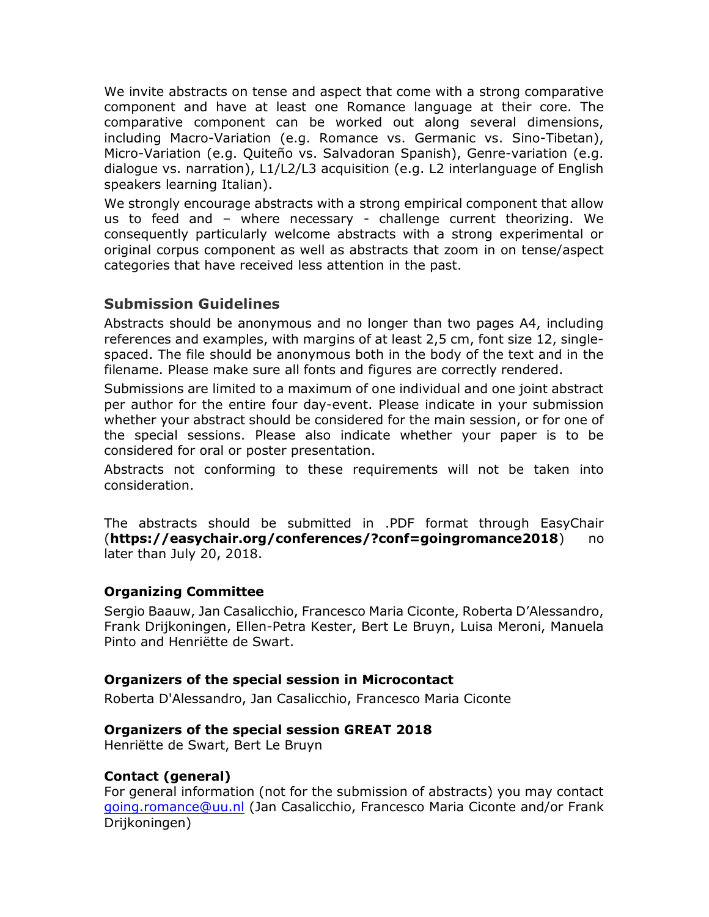We invite abstracts on tense and aspect that come with a strong comparative component and have at least one Romance language at their core. The comparative component can be worked out along several dimensions, including Macro-Variation (e.g. Romance vs. Germanic vs. Sino-Tibetan), Micro-Variation (e.g. Quiteño vs. Salvadoran Spanish), Genre-variation (e.g. dialogue vs. narration), L1/L2/L3 acquisition (e.g. L2 interlanguage of English speakers learning Italian).

We strongly encourage abstracts with a strong empirical component that allow us to feed and – where necessary - challenge current theorizing. We consequently particularly welcome abstracts with a strong experimental or original corpus component as well as abstracts that zoom in on tense/aspect categories that have received less attention in the past.

## Submission Guidelines

Abstracts should be anonymous and no longer than two pages A4, including references and examples, with margins of at least 2,5 cm, font size 12, single-spaced. The file should be anonymous both in the body of the text and in the filename. Please make sure all fonts and figures are correctly rendered.

Submissions are limited to a maximum of one individual and one joint abstract per author for the entire four day-event. Please indicate in your submission whether your abstract should be considered for the main session, or for one of the special sessions. Please also indicate whether your paper is to be considered for oral or poster presentation.

Abstracts not conforming to these requirements will not be taken into consideration.

The abstracts should be submitted in .PDF format through EasyChair (**https://easychair.org/conferences/?conf=goingromance2018**) no later than July 20, 2018.

### Organizing Committee

Sergio Baauw, Jan Casalicchio, Francesco Maria Ciconte, Roberta D'Alessandro, Frank Drijkoningen, Ellen-Petra Kester, Bert Le Bruyn, Luisa Meroni, Manuela Pinto and Henriëtte de Swart.

### Organizers of the special session in Microcontact

Roberta D'Alessandro, Jan Casalicchio, Francesco Maria Ciconte

### Organizers of the special session GREAT 2018

Henriëtte de Swart, Bert Le Bruyn

### Contact (general)

For general information (not for the submission of abstracts) you may contact going.romance@uu.nl (Jan Casalicchio, Francesco Maria Ciconte and/or Frank Drijkoningen)